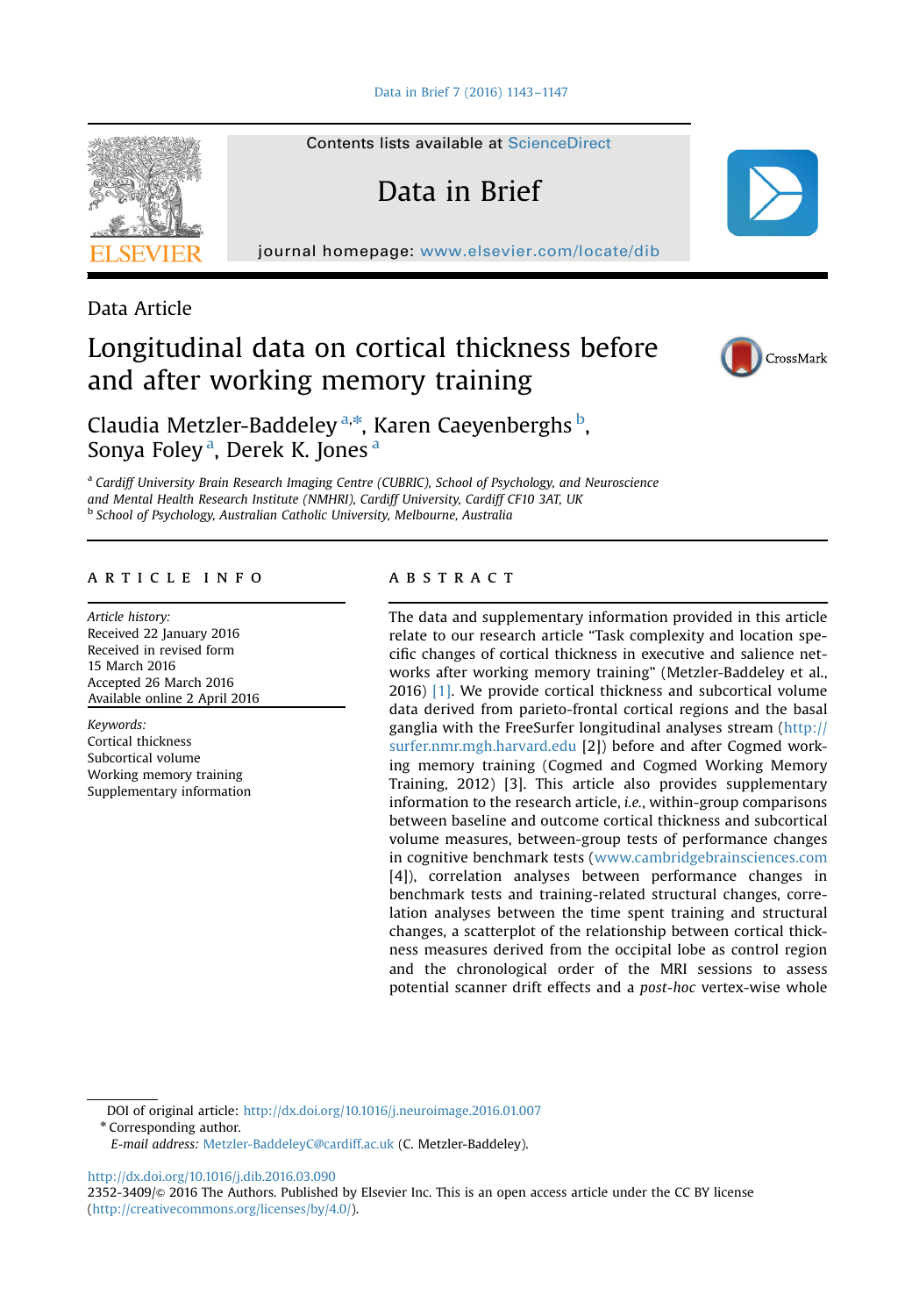Contents lists available at ScienceDirect

# Data in Brief

journal homepage: www.elsevier.com/locate/dib

Data Article

# Longitudinal data on cortical thickness before and after working memory training

Claudia Metzler-Baddeley [a,*], Karen Caeyenberghs [b], Sonya Foley [a], Derek K. Jones [a]

[a] Cardiff University Brain Research Imaging Centre (CUBRIC), School of Psychology, and Neuroscience and Mental Health Research Institute (NMHRI), Cardiff University, Cardiff CF10 3AT, UK

[b] School of Psychology, Australian Catholic University, Melbourne, Australia

## ARTICLE INFO

*Article history:*
Received 22 January 2016
Received in revised form 15 March 2016
Accepted 26 March 2016
Available online 2 April 2016

*Keywords:*
Cortical thickness
Subcortical volume
Working memory training
Supplementary information

## ABSTRACT

The data and supplementary information provided in this article relate to our research article "Task complexity and location specific changes of cortical thickness in executive and salience networks after working memory training" (Metzler-Baddeley et al., 2016) [1]. We provide cortical thickness and subcortical volume data derived from parieto-frontal cortical regions and the basal ganglia with the FreeSurfer longitudinal analyses stream (http://surfer.nmr.mgh.harvard.edu [2]) before and after Cogmed working memory training (Cogmed and Cogmed Working Memory Training, 2012) [3]. This article also provides supplementary information to the research article, *i.e.*, within-group comparisons between baseline and outcome cortical thickness and subcortical volume measures, between-group tests of performance changes in cognitive benchmark tests (www.cambridgebrainsciences.com [4]), correlation analyses between performance changes in benchmark tests and training-related structural changes, correlation analyses between the time spent training and structural changes, a scatterplot of the relationship between cortical thickness measures derived from the occipital lobe as control region and the chronological order of the MRI sessions to assess potential scanner drift effects and a *post-hoc* vertex-wise whole

DOI of original article: http://dx.doi.org/10.1016/j.neuroimage.2016.01.007

* Corresponding author.
*E-mail address:* Metzler-BaddeleyC@cardiff.ac.uk (C. Metzler-Baddeley).

http://dx.doi.org/10.1016/j.dib.2016.03.090
2352-3409/© 2016 The Authors. Published by Elsevier Inc. This is an open access article under the CC BY license (http://creativecommons.org/licenses/by/4.0/).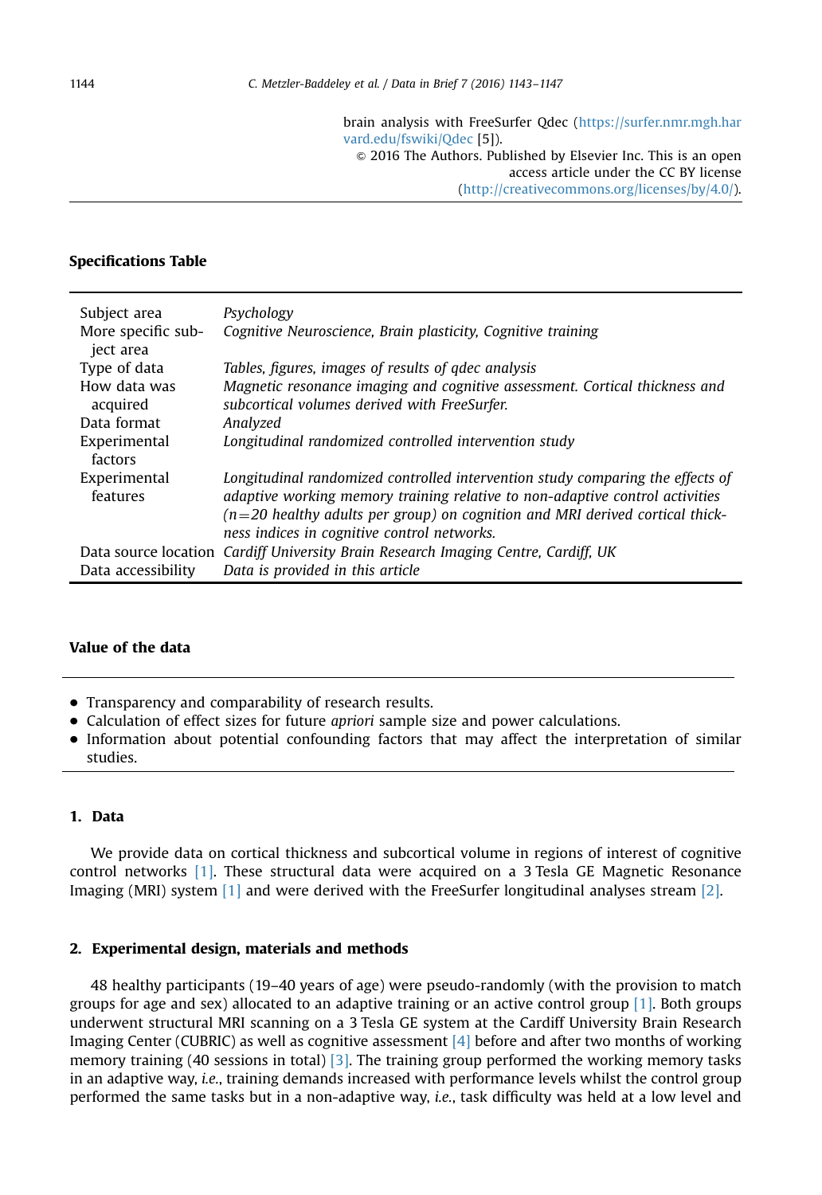brain analysis with FreeSurfer Qdec (https://surfer.nmr.mgh.harvard.edu/fswiki/Qdec [5]).

© 2016 The Authors. Published by Elsevier Inc. This is an open access article under the CC BY license (http://creativecommons.org/licenses/by/4.0/).

**Specifications Table**

| | |
|---|---|
| Subject area | *Psychology* |
| More specific subject area | *Cognitive Neuroscience, Brain plasticity, Cognitive training* |
| Type of data | *Tables, figures, images of results of qdec analysis* |
| How data was acquired | *Magnetic resonance imaging and cognitive assessment. Cortical thickness and subcortical volumes derived with FreeSurfer.* |
| Data format | *Analyzed* |
| Experimental factors | *Longitudinal randomized controlled intervention study* |
| Experimental features | *Longitudinal randomized controlled intervention study comparing the effects of adaptive working memory training relative to non-adaptive control activities (n=20 healthy adults per group) on cognition and MRI derived cortical thickness indices in cognitive control networks.* |
| Data source location | *Cardiff University Brain Research Imaging Centre, Cardiff, UK* |
| Data accessibility | *Data is provided in this article* |

**Value of the data**

- Transparency and comparability of research results.
- Calculation of effect sizes for future *apriori* sample size and power calculations.
- Information about potential confounding factors that may affect the interpretation of similar studies.

## 1. Data

We provide data on cortical thickness and subcortical volume in regions of interest of cognitive control networks [1]. These structural data were acquired on a 3 Tesla GE Magnetic Resonance Imaging (MRI) system [1] and were derived with the FreeSurfer longitudinal analyses stream [2].

## 2. Experimental design, materials and methods

48 healthy participants (19–40 years of age) were pseudo-randomly (with the provision to match groups for age and sex) allocated to an adaptive training or an active control group [1]. Both groups underwent structural MRI scanning on a 3 Tesla GE system at the Cardiff University Brain Research Imaging Center (CUBRIC) as well as cognitive assessment [4] before and after two months of working memory training (40 sessions in total) [3]. The training group performed the working memory tasks in an adaptive way, *i.e.*, training demands increased with performance levels whilst the control group performed the same tasks but in a non-adaptive way, *i.e.*, task difficulty was held at a low level and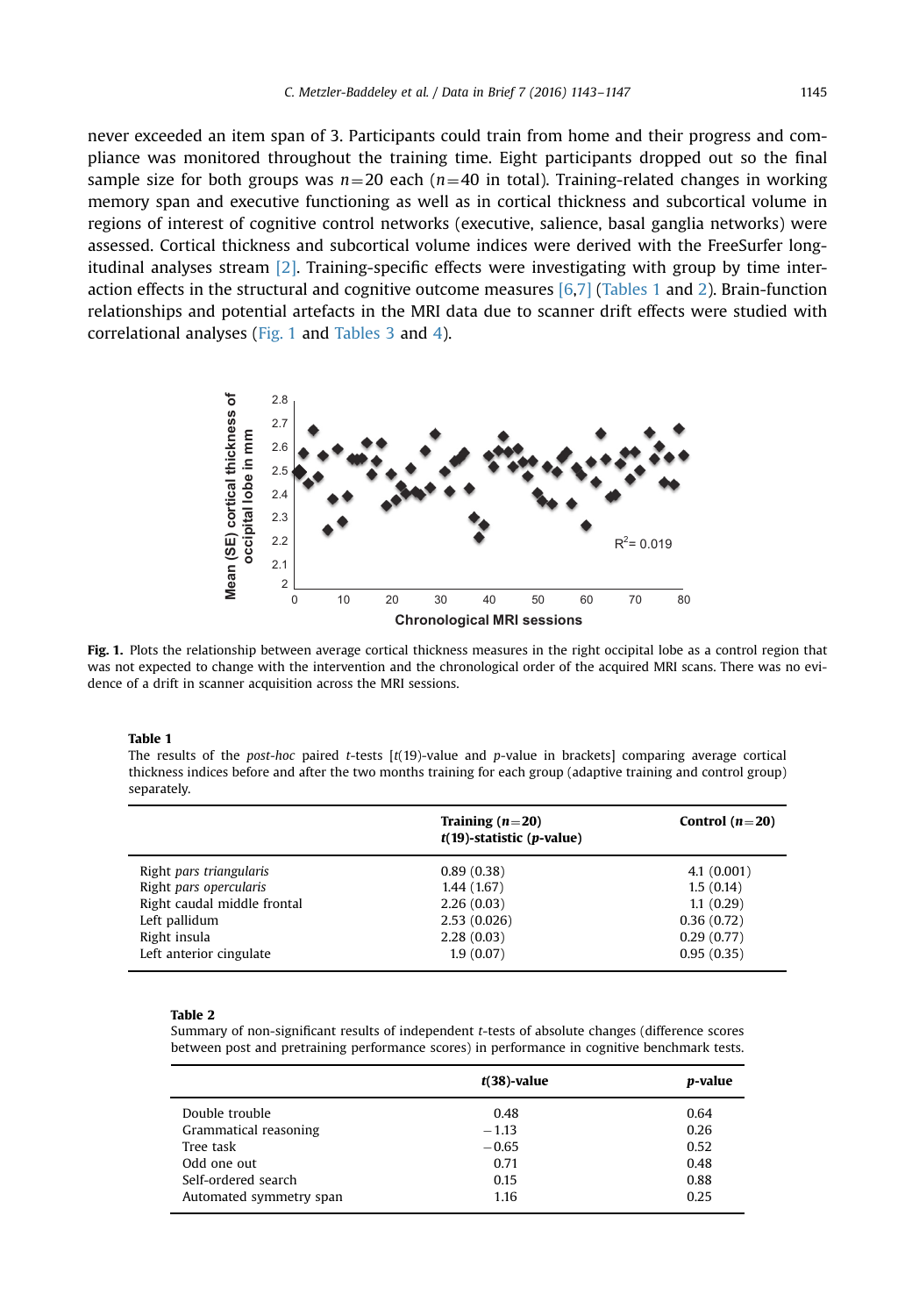never exceeded an item span of 3. Participants could train from home and their progress and compliance was monitored throughout the training time. Eight participants dropped out so the final sample size for both groups was $n = 20$ each ($n = 40$ in total). Training-related changes in working memory span and executive functioning as well as in cortical thickness and subcortical volume in regions of interest of cognitive control networks (executive, salience, basal ganglia networks) were assessed. Cortical thickness and subcortical volume indices were derived with the FreeSurfer longitudinal analyses stream [2]. Training-specific effects were investigating with group by time interaction effects in the structural and cognitive outcome measures [6,7] (Tables 1 and 2). Brain-function relationships and potential artefacts in the MRI data due to scanner drift effects were studied with correlational analyses (Fig. 1 and Tables 3 and 4).

**Fig. 1.** Plots the relationship between average cortical thickness measures in the right occipital lobe as a control region that was not expected to change with the intervention and the chronological order of the acquired MRI scans. There was no evidence of a drift in scanner acquisition across the MRI sessions.

**Table 1**
The results of the *post-hoc* paired *t*-tests [$t(19)$-value and *p*-value in brackets] comparing average cortical thickness indices before and after the two months training for each group (adaptive training and control group) separately.

| | Training ($n = 20$) $t(19)$-statistic (*p*-value) | Control ($n = 20$) |
|---|---|---|
| Right *pars triangularis* | 0.89 (0.38) | 4.1 (0.001) |
| Right *pars opercularis* | 1.44 (1.67) | 1.5 (0.14) |
| Right caudal middle frontal | 2.26 (0.03) | 1.1 (0.29) |
| Left pallidum | 2.53 (0.026) | 0.36 (0.72) |
| Right insula | 2.28 (0.03) | 0.29 (0.77) |
| Left anterior cingulate | 1.9 (0.07) | 0.95 (0.35) |

**Table 2**
Summary of non-significant results of independent *t*-tests of absolute changes (difference scores between post and pretraining performance scores) in performance in cognitive benchmark tests.

| | $t(38)$-value | *p*-value |
|---|---|---|
| Double trouble | 0.48 | 0.64 |
| Grammatical reasoning | −1.13 | 0.26 |
| Tree task | −0.65 | 0.52 |
| Odd one out | 0.71 | 0.48 |
| Self-ordered search | 0.15 | 0.88 |
| Automated symmetry span | 1.16 | 0.25 |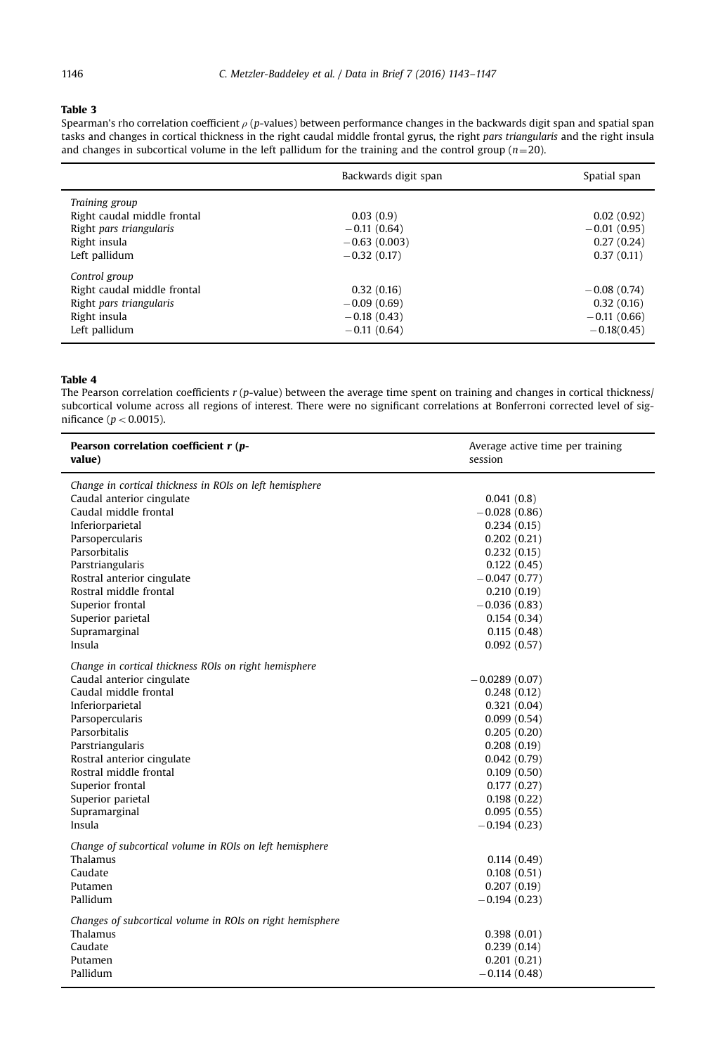**Table 3**

Spearman's rho correlation coefficient $\rho$ ($p$-values) between performance changes in the backwards digit span and spatial span tasks and changes in cortical thickness in the right caudal middle frontal gyrus, the right *pars triangularis* and the right insula and changes in subcortical volume in the left pallidum for the training and the control group ($n=20$).

| | Backwards digit span | Spatial span |
|---|---|---|
| *Training group* | | |
| Right caudal middle frontal | 0.03 (0.9) | 0.02 (0.92) |
| Right *pars triangularis* | −0.11 (0.64) | −0.01 (0.95) |
| Right insula | −0.63 (0.003) | 0.27 (0.24) |
| Left pallidum | −0.32 (0.17) | 0.37 (0.11) |
| *Control group* | | |
| Right caudal middle frontal | 0.32 (0.16) | −0.08 (0.74) |
| Right *pars triangularis* | −0.09 (0.69) | 0.32 (0.16) |
| Right insula | −0.18 (0.43) | −0.11 (0.66) |
| Left pallidum | −0.11 (0.64) | −0.18(0.45) |

**Table 4**

The Pearson correlation coefficients $r$ ($p$-value) between the average time spent on training and changes in cortical thickness/ subcortical volume across all regions of interest. There were no significant correlations at Bonferroni corrected level of significance ($p < 0.0015$).

| **Pearson correlation coefficient $r$ ($p$-value)** | Average active time per training session |
|---|---|
| *Change in cortical thickness in ROIs on left hemisphere* | |
| Caudal anterior cingulate | 0.041 (0.8) |
| Caudal middle frontal | −0.028 (0.86) |
| Inferiorparietal | 0.234 (0.15) |
| Parsopercularis | 0.202 (0.21) |
| Parsorbitalis | 0.232 (0.15) |
| Parstriangularis | 0.122 (0.45) |
| Rostral anterior cingulate | −0.047 (0.77) |
| Rostral middle frontal | 0.210 (0.19) |
| Superior frontal | −0.036 (0.83) |
| Superior parietal | 0.154 (0.34) |
| Supramarginal | 0.115 (0.48) |
| Insula | 0.092 (0.57) |
| *Change in cortical thickness ROIs on right hemisphere* | |
| Caudal anterior cingulate | −0.0289 (0.07) |
| Caudal middle frontal | 0.248 (0.12) |
| Inferiorparietal | 0.321 (0.04) |
| Parsopercularis | 0.099 (0.54) |
| Parsorbitalis | 0.205 (0.20) |
| Parstriangularis | 0.208 (0.19) |
| Rostral anterior cingulate | 0.042 (0.79) |
| Rostral middle frontal | 0.109 (0.50) |
| Superior frontal | 0.177 (0.27) |
| Superior parietal | 0.198 (0.22) |
| Supramarginal | 0.095 (0.55) |
| Insula | −0.194 (0.23) |
| *Change of subcortical volume in ROIs on left hemisphere* | |
| Thalamus | 0.114 (0.49) |
| Caudate | 0.108 (0.51) |
| Putamen | 0.207 (0.19) |
| Pallidum | −0.194 (0.23) |
| *Changes of subcortical volume in ROIs on right hemisphere* | |
| Thalamus | 0.398 (0.01) |
| Caudate | 0.239 (0.14) |
| Putamen | 0.201 (0.21) |
| Pallidum | −0.114 (0.48) |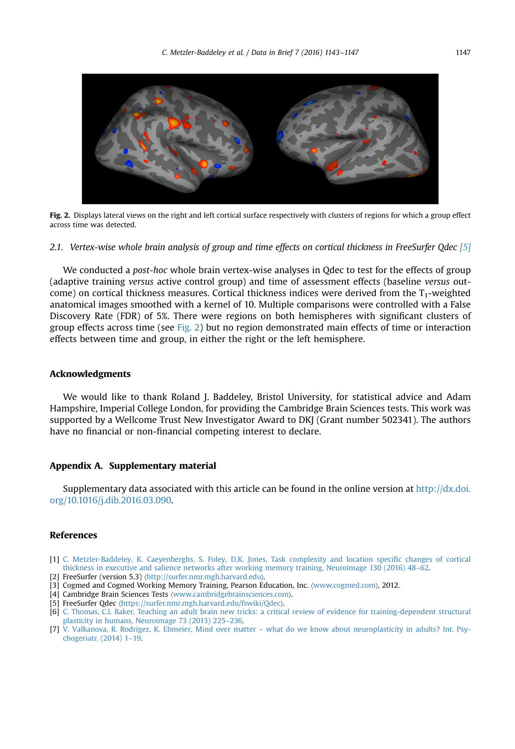**Fig. 2.** Displays lateral views on the right and left cortical surface respectively with clusters of regions for which a group effect across time was detected.

### 2.1. *Vertex-wise whole brain analysis of group and time effects on cortical thickness in FreeSurfer Qdec [5]*

We conducted a *post-hoc* whole brain vertex-wise analyses in Qdec to test for the effects of group (adaptive training *versus* active control group) and time of assessment effects (baseline *versus* outcome) on cortical thickness measures. Cortical thickness indices were derived from the $T_1$-weighted anatomical images smoothed with a kernel of 10. Multiple comparisons were controlled with a False Discovery Rate (FDR) of 5%. There were regions on both hemispheres with significant clusters of group effects across time (see Fig. 2) but no region demonstrated main effects of time or interaction effects between time and group, in either the right or the left hemisphere.

## Acknowledgments

We would like to thank Roland J. Baddeley, Bristol University, for statistical advice and Adam Hampshire, Imperial College London, for providing the Cambridge Brain Sciences tests. This work was supported by a Wellcome Trust New Investigator Award to DKJ (Grant number 502341). The authors have no financial or non-financial competing interest to declare.

## Appendix A. Supplementary material

Supplementary data associated with this article can be found in the online version at http://dx.doi.org/10.1016/j.dib.2016.03.090.

## References

[1] C. Metzler-Baddeley, K. Caeyenberghs, S. Foley, D.K. Jones, Task complexity and location specific changes of cortical thickness in executive and salience networks after working memory training, Neuroimage 130 (2016) 48–62.
[2] FreeSurfer (version 5.3) 〈http://surfer.nmr.mgh.harvard.edu〉.
[3] Cogmed and Cogmed Working Memory Training, Pearson Education, Inc. 〈www.cogmed.com〉, 2012.
[4] Cambridge Brain Sciences Tests 〈www.cambridgebrainsciences.com〉.
[5] FreeSurfer Qdec 〈https://surfer.nmr.mgh.harvard.edu/fswiki/Qdec〉.
[6] C. Thomas, C.I. Baker, Teaching an adult brain new tricks: a critical review of evidence for training-dependent structural plasticity in humans, Neuroimage 73 (2013) 225–236.
[7] V. Valkanova, R. Rodrigez, K. Ebmeier, Mind over matter – what do we know about neuroplasticity in adults? Int. Psychogeriatr. (2014) 1–19.